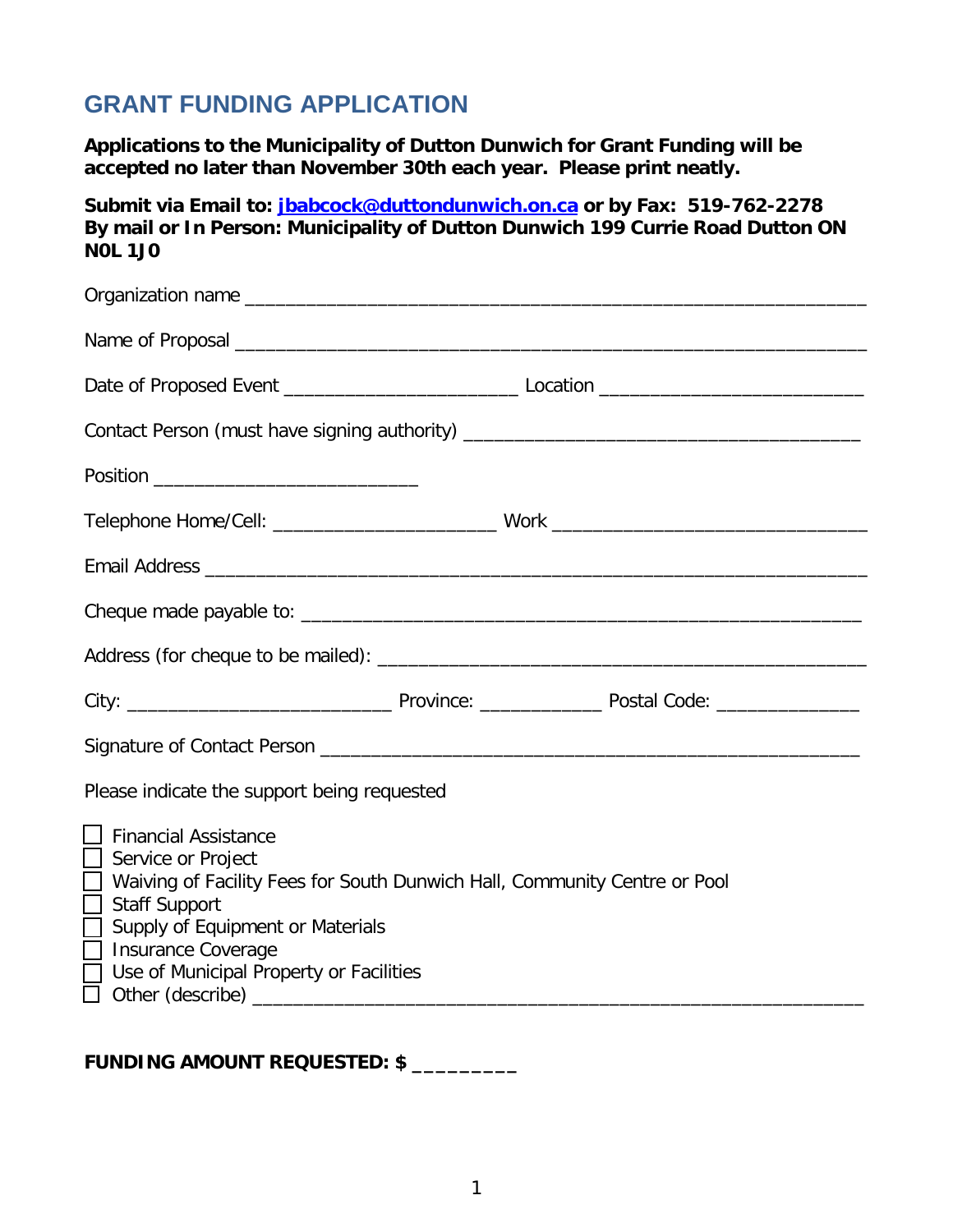# GRANT FUNDING APPLICATION

**Applications to the Municipality of Dutton Dunwich for Grant Funding will be accepted no later than November 30th each year. Please print neatly.**

**Submit via Email to: jbabcock@duttondunwich.on.ca or by Fax: 519-762-2278**
**By mail or In Person: Municipality of Dutton Dunwich 199 Currie Road Dutton ON N0L 1J0**

Organization name ____________________________________________________________

Name of Proposal _____________________________________________________________

Date of Proposed Event ______________________ Location __________________________

Contact Person (must have signing authority) _____________________________________

Position __________________________

Telephone Home/Cell: _____________________ Work ______________________________

Email Address ________________________________________________________________

Cheque made payable to: ______________________________________________________

Address (for cheque to be mailed): _____________________________________________

City: __________________________ Province: ____________ Postal Code: ______________

Signature of Contact Person ___________________________________________________

Please indicate the support being requested

- ☐ Financial Assistance
- ☐ Service or Project
- ☐ Waiving of Facility Fees for South Dunwich Hall, Community Centre or Pool
- ☐ Staff Support
- ☐ Supply of Equipment or Materials
- ☐ Insurance Coverage
- ☐ Use of Municipal Property or Facilities
- ☐ Other (describe) ____________________________________________________________

**FUNDING AMOUNT REQUESTED: $ _________**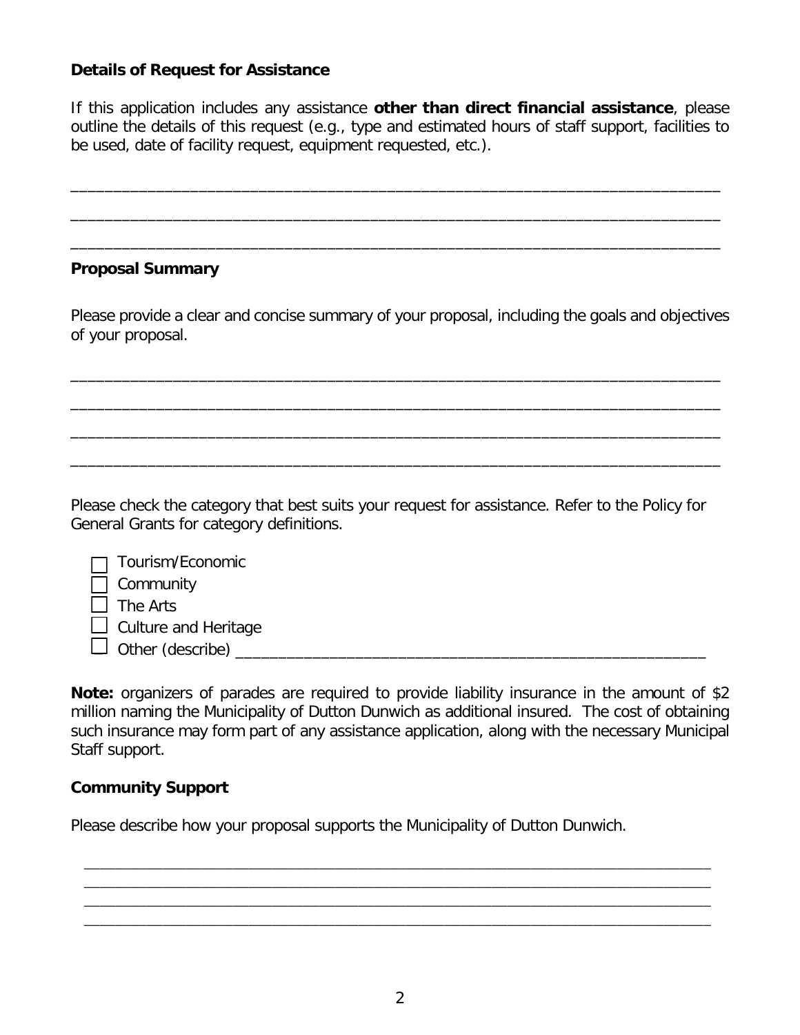**Details of Request for Assistance**

If this application includes any assistance **other than direct financial assistance**, please outline the details of this request (e.g., type and estimated hours of staff support, facilities to be used, date of facility request, equipment requested, etc.).

\_\_\_\_\_\_\_\_\_\_\_\_\_\_\_\_\_\_\_\_\_\_\_\_\_\_\_\_\_\_\_\_\_\_\_\_\_\_\_\_\_\_\_\_\_\_\_\_\_\_\_\_\_\_\_\_\_\_\_\_\_\_\_\_\_\_\_\_\_\_\_\_

\_\_\_\_\_\_\_\_\_\_\_\_\_\_\_\_\_\_\_\_\_\_\_\_\_\_\_\_\_\_\_\_\_\_\_\_\_\_\_\_\_\_\_\_\_\_\_\_\_\_\_\_\_\_\_\_\_\_\_\_\_\_\_\_\_\_\_\_\_\_\_\_

\_\_\_\_\_\_\_\_\_\_\_\_\_\_\_\_\_\_\_\_\_\_\_\_\_\_\_\_\_\_\_\_\_\_\_\_\_\_\_\_\_\_\_\_\_\_\_\_\_\_\_\_\_\_\_\_\_\_\_\_\_\_\_\_\_\_\_\_\_\_\_\_

**Proposal Summary**

Please provide a clear and concise summary of your proposal, including the goals and objectives of your proposal.

\_\_\_\_\_\_\_\_\_\_\_\_\_\_\_\_\_\_\_\_\_\_\_\_\_\_\_\_\_\_\_\_\_\_\_\_\_\_\_\_\_\_\_\_\_\_\_\_\_\_\_\_\_\_\_\_\_\_\_\_\_\_\_\_\_\_\_\_\_\_\_\_

\_\_\_\_\_\_\_\_\_\_\_\_\_\_\_\_\_\_\_\_\_\_\_\_\_\_\_\_\_\_\_\_\_\_\_\_\_\_\_\_\_\_\_\_\_\_\_\_\_\_\_\_\_\_\_\_\_\_\_\_\_\_\_\_\_\_\_\_\_\_\_\_

\_\_\_\_\_\_\_\_\_\_\_\_\_\_\_\_\_\_\_\_\_\_\_\_\_\_\_\_\_\_\_\_\_\_\_\_\_\_\_\_\_\_\_\_\_\_\_\_\_\_\_\_\_\_\_\_\_\_\_\_\_\_\_\_\_\_\_\_\_\_\_\_

\_\_\_\_\_\_\_\_\_\_\_\_\_\_\_\_\_\_\_\_\_\_\_\_\_\_\_\_\_\_\_\_\_\_\_\_\_\_\_\_\_\_\_\_\_\_\_\_\_\_\_\_\_\_\_\_\_\_\_\_\_\_\_\_\_\_\_\_\_\_\_\_

Please check the category that best suits your request for assistance. Refer to the Policy for General Grants for category definitions.

- ☐ Tourism/Economic
- ☐ Community
- ☐ The Arts
- ☐ Culture and Heritage
- ☐ Other (describe) \_\_\_\_\_\_\_\_\_\_\_\_\_\_\_\_\_\_\_\_\_\_\_\_\_\_\_\_\_\_\_\_\_\_\_\_\_\_\_\_\_\_\_\_\_\_\_\_\_\_\_\_

**Note:** organizers of parades are required to provide liability insurance in the amount of $2 million naming the Municipality of Dutton Dunwich as additional insured. The cost of obtaining such insurance may form part of any assistance application, along with the necessary Municipal Staff support.

**Community Support**

Please describe how your proposal supports the Municipality of Dutton Dunwich.

\_\_\_\_\_\_\_\_\_\_\_\_\_\_\_\_\_\_\_\_\_\_\_\_\_\_\_\_\_\_\_\_\_\_\_\_\_\_\_\_\_\_\_\_\_\_\_\_\_\_\_\_\_\_\_\_\_\_\_\_\_\_\_\_\_\_\_\_\_\_\_\_

\_\_\_\_\_\_\_\_\_\_\_\_\_\_\_\_\_\_\_\_\_\_\_\_\_\_\_\_\_\_\_\_\_\_\_\_\_\_\_\_\_\_\_\_\_\_\_\_\_\_\_\_\_\_\_\_\_\_\_\_\_\_\_\_\_\_\_\_\_\_\_\_

\_\_\_\_\_\_\_\_\_\_\_\_\_\_\_\_\_\_\_\_\_\_\_\_\_\_\_\_\_\_\_\_\_\_\_\_\_\_\_\_\_\_\_\_\_\_\_\_\_\_\_\_\_\_\_\_\_\_\_\_\_\_\_\_\_\_\_\_\_\_\_\_

\_\_\_\_\_\_\_\_\_\_\_\_\_\_\_\_\_\_\_\_\_\_\_\_\_\_\_\_\_\_\_\_\_\_\_\_\_\_\_\_\_\_\_\_\_\_\_\_\_\_\_\_\_\_\_\_\_\_\_\_\_\_\_\_\_\_\_\_\_\_\_\_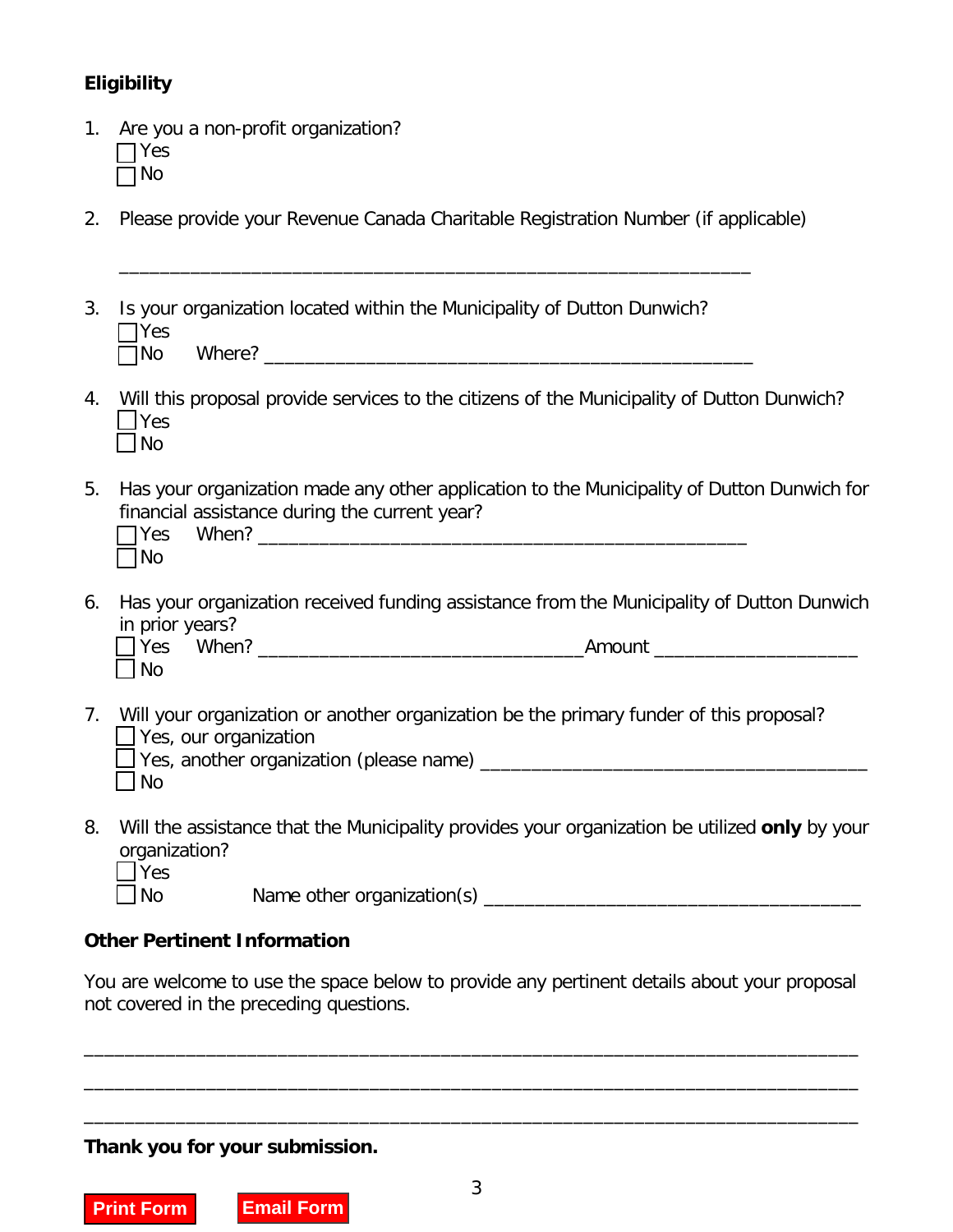**Eligibility**

1. Are you a non-profit organization?
   ☐ Yes
   ☐ No

2. Please provide your Revenue Canada Charitable Registration Number (if applicable)

   ______________________________________________________________

3. Is your organization located within the Municipality of Dutton Dunwich?
   ☐ Yes
   ☐ No Where? ________________________________________________

4. Will this proposal provide services to the citizens of the Municipality of Dutton Dunwich?
   ☐ Yes
   ☐ No

5. Has your organization made any other application to the Municipality of Dutton Dunwich for financial assistance during the current year?
   ☐ Yes When? ________________________________________________
   ☐ No

6. Has your organization received funding assistance from the Municipality of Dutton Dunwich in prior years?
   ☐ Yes When? ________________________________Amount ____________________
   ☐ No

7. Will your organization or another organization be the primary funder of this proposal?
   ☐ Yes, our organization
   ☐ Yes, another organization (please name) ______________________________________
   ☐ No

8. Will the assistance that the Municipality provides your organization be utilized **only** by your organization?
   ☐ Yes
   ☐ No Name other organization(s) _____________________________________

**Other Pertinent Information**

You are welcome to use the space below to provide any pertinent details about your proposal not covered in the preceding questions.

___________________________________________________________________________

___________________________________________________________________________

___________________________________________________________________________

**Thank you for your submission.**

Print Form Email Form